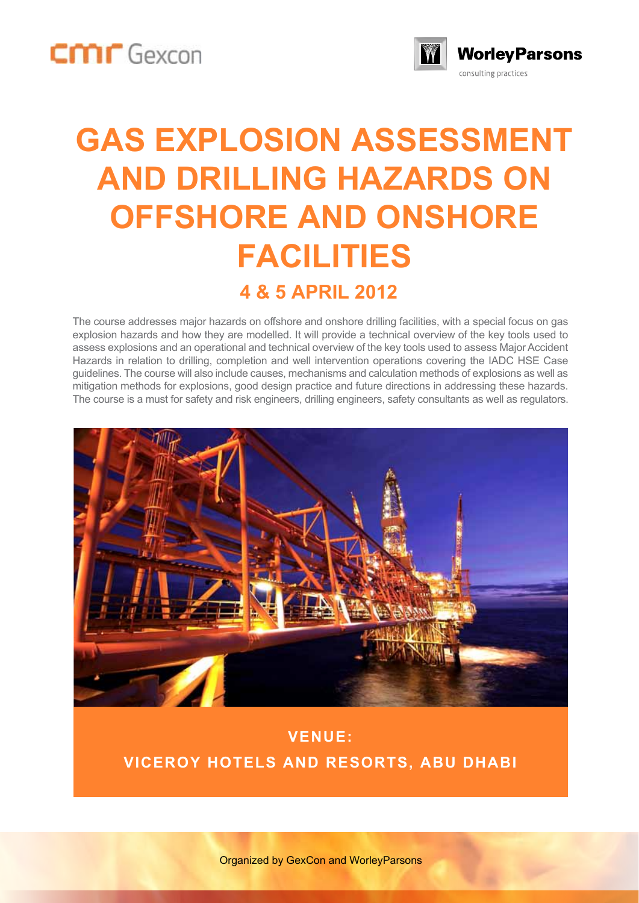cmr Gexcon

WorleyParsons
consulting practices

# GAS EXPLOSION ASSESSMENT AND DRILLING HAZARDS ON OFFSHORE AND ONSHORE FACILITIES

## 4 & 5 APRIL 2012

The course addresses major hazards on offshore and onshore drilling facilities, with a special focus on gas explosion hazards and how they are modelled. It will provide a technical overview of the key tools used to assess explosions and an operational and technical overview of the key tools used to assess Major Accident Hazards in relation to drilling, completion and well intervention operations covering the IADC HSE Case guidelines. The course will also include causes, mechanisms and calculation methods of explosions as well as mitigation methods for explosions, good design practice and future directions in addressing these hazards. The course is a must for safety and risk engineers, drilling engineers, safety consultants as well as regulators.

**VENUE:**

**VICEROY HOTELS AND RESORTS, ABU DHABI**

Organized by GexCon and WorleyParsons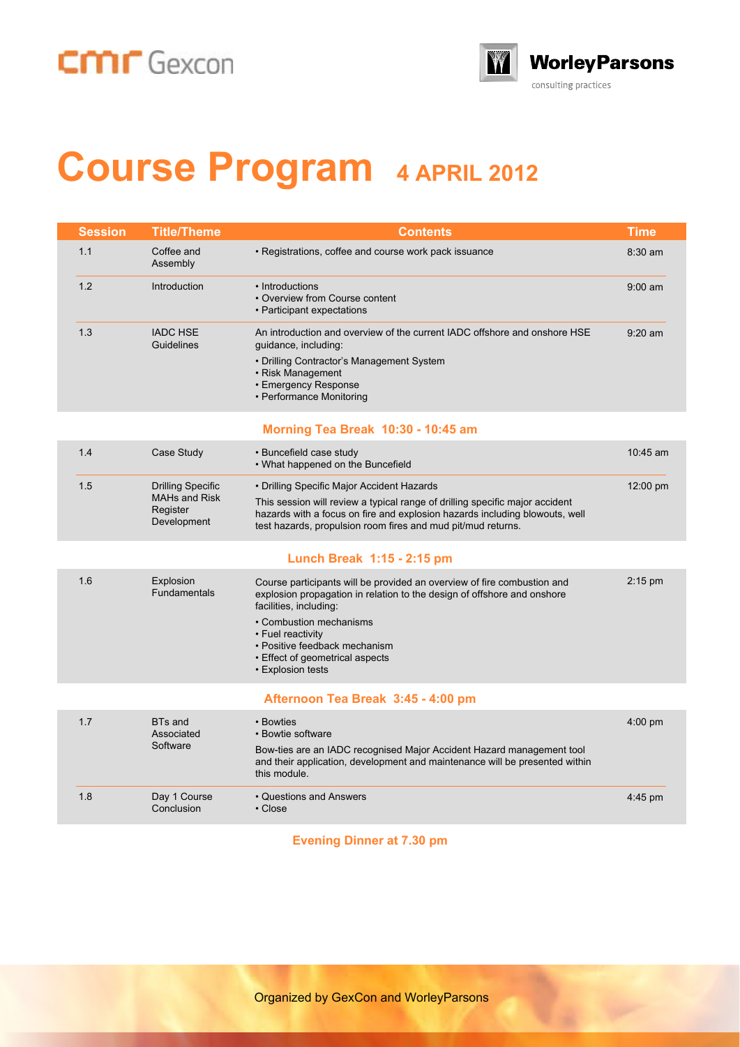cmr Gexcon

WorleyParsons
consulting practices

# Course Program 4 APRIL 2012

| Session | Title/Theme | Contents | Time |
|---|---|---|---|
| 1.1 | Coffee and Assembly | • Registrations, coffee and course work pack issuance | 8:30 am |
| 1.2 | Introduction | • Introductions<br>• Overview from Course content<br>• Participant expectations | 9:00 am |
| 1.3 | IADC HSE Guidelines | An introduction and overview of the current IADC offshore and onshore HSE guidance, including:<br>• Drilling Contractor's Management System<br>• Risk Management<br>• Emergency Response<br>• Performance Monitoring | 9:20 am |
| | | **Morning Tea Break 10:30 - 10:45 am** | |
| 1.4 | Case Study | • Buncefield case study<br>• What happened on the Buncefield | 10:45 am |
| 1.5 | Drilling Specific MAHs and Risk Register Development | • Drilling Specific Major Accident Hazards<br>This session will review a typical range of drilling specific major accident hazards with a focus on fire and explosion hazards including blowouts, well test hazards, propulsion room fires and mud pit/mud returns. | 12:00 pm |
| | | **Lunch Break 1:15 - 2:15 pm** | |
| 1.6 | Explosion Fundamentals | Course participants will be provided an overview of fire combustion and explosion propagation in relation to the design of offshore and onshore facilities, including:<br>• Combustion mechanisms<br>• Fuel reactivity<br>• Positive feedback mechanism<br>• Effect of geometrical aspects<br>• Explosion tests | 2:15 pm |
| | | **Afternoon Tea Break 3:45 - 4:00 pm** | |
| 1.7 | BTs and Associated Software | • Bowties<br>• Bowtie software<br>Bow-ties are an IADC recognised Major Accident Hazard management tool and their application, development and maintenance will be presented within this module. | 4:00 pm |
| 1.8 | Day 1 Course Conclusion | • Questions and Answers<br>• Close | 4:45 pm |

**Evening Dinner at 7.30 pm**

Organized by GexCon and WorleyParsons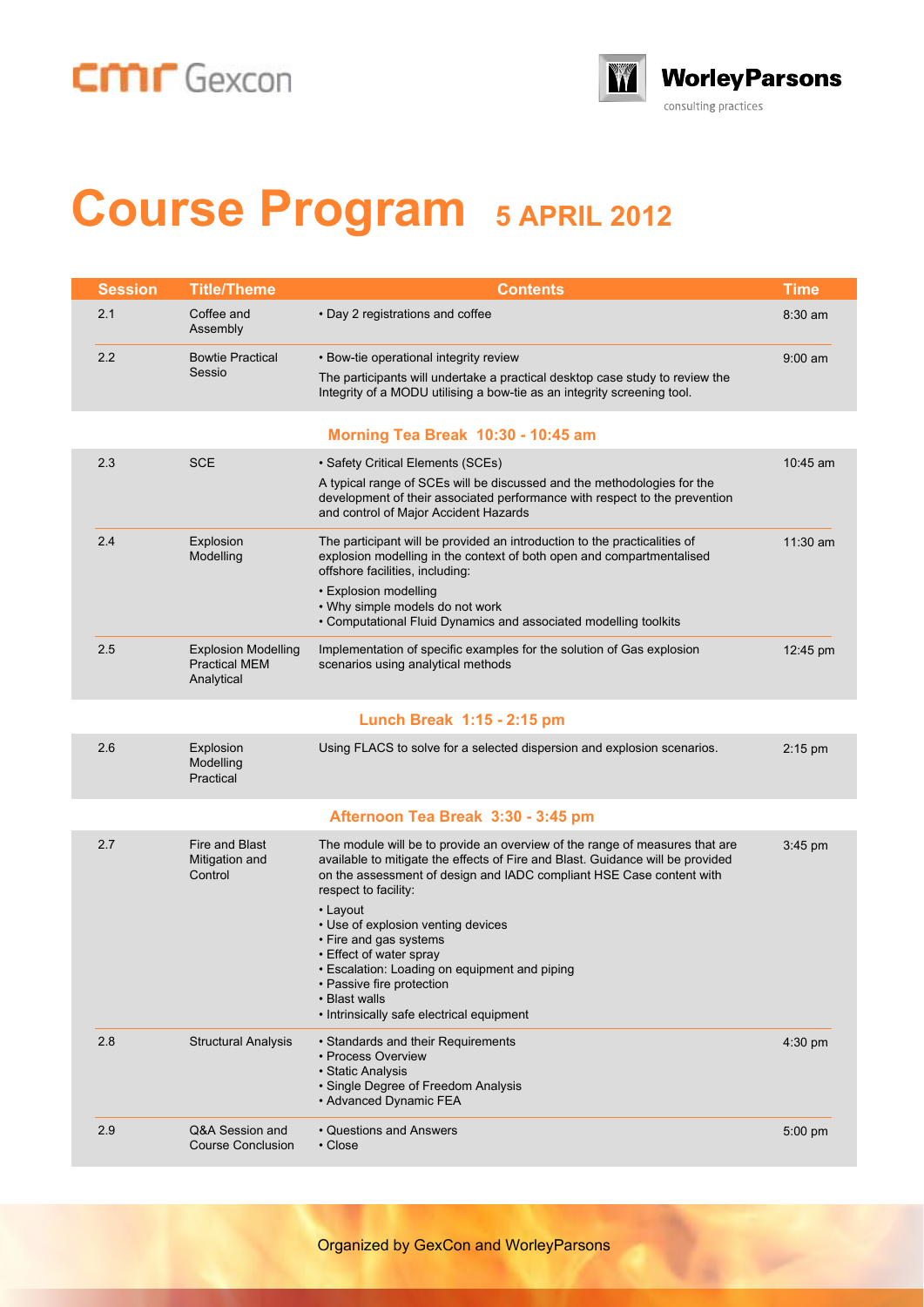# Course Program 5 APRIL 2012

| Session | Title/Theme | Contents | Time |
|---|---|---|---|
| 2.1 | Coffee and Assembly | • Day 2 registrations and coffee | 8:30 am |
| 2.2 | Bowtie Practical Sessio | • Bow-tie operational integrity review<br>The participants will undertake a practical desktop case study to review the Integrity of a MODU utilising a bow-tie as an integrity screening tool. | 9:00 am |
| | | **Morning Tea Break 10:30 - 10:45 am** | |
| 2.3 | SCE | • Safety Critical Elements (SCEs)<br>A typical range of SCEs will be discussed and the methodologies for the development of their associated performance with respect to the prevention and control of Major Accident Hazards | 10:45 am |
| 2.4 | Explosion Modelling | The participant will be provided an introduction to the practicalities of explosion modelling in the context of both open and compartmentalised offshore facilities, including:<br>• Explosion modelling<br>• Why simple models do not work<br>• Computational Fluid Dynamics and associated modelling toolkits | 11:30 am |
| 2.5 | Explosion Modelling Practical MEM Analytical | Implementation of specific examples for the solution of Gas explosion scenarios using analytical methods | 12:45 pm |
| | | **Lunch Break 1:15 - 2:15 pm** | |
| 2.6 | Explosion Modelling Practical | Using FLACS to solve for a selected dispersion and explosion scenarios. | 2:15 pm |
| | | **Afternoon Tea Break 3:30 - 3:45 pm** | |
| 2.7 | Fire and Blast Mitigation and Control | The module will be to provide an overview of the range of measures that are available to mitigate the effects of Fire and Blast. Guidance will be provided on the assessment of design and IADC compliant HSE Case content with respect to facility:<br>• Layout<br>• Use of explosion venting devices<br>• Fire and gas systems<br>• Effect of water spray<br>• Escalation: Loading on equipment and piping<br>• Passive fire protection<br>• Blast walls<br>• Intrinsically safe electrical equipment | 3:45 pm |
| 2.8 | Structural Analysis | • Standards and their Requirements<br>• Process Overview<br>• Static Analysis<br>• Single Degree of Freedom Analysis<br>• Advanced Dynamic FEA | 4:30 pm |
| 2.9 | Q&A Session and Course Conclusion | • Questions and Answers<br>• Close | 5:00 pm |

Organized by GexCon and WorleyParsons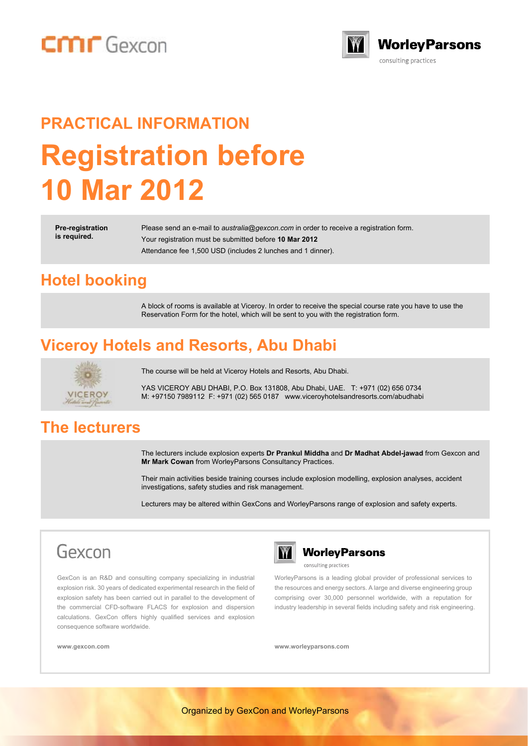# PRACTICAL INFORMATION

# Registration before 10 Mar 2012

**Pre-registration is required.**

Please send an e-mail to *australia@gexcon.com* in order to receive a registration form.
Your registration must be submitted before **10 Mar 2012**
Attendance fee 1,500 USD (includes 2 lunches and 1 dinner).

## Hotel booking

A block of rooms is available at Viceroy. In order to receive the special course rate you have to use the Reservation Form for the hotel, which will be sent to you with the registration form.

## Viceroy Hotels and Resorts, Abu Dhabi

The course will be held at Viceroy Hotels and Resorts, Abu Dhabi.

YAS VICEROY ABU DHABI, P.O. Box 131808, Abu Dhabi, UAE. T: +971 (02) 656 0734
M: +97150 7989112 F: +971 (02) 565 0187 www.viceroyhotelsandresorts.com/abudhabi

## The lecturers

The lecturers include explosion experts **Dr Prankul Middha** and **Dr Madhat Abdel-jawad** from Gexcon and **Mr Mark Cowan** from WorleyParsons Consultancy Practices.

Their main activities beside training courses include explosion modelling, explosion analyses, accident investigations, safety studies and risk management.

Lecturers may be altered within GexCons and WorleyParsons range of explosion and safety experts.

### Gexcon

GexCon is an R&D and consulting company specializing in industrial explosion risk. 30 years of dedicated experimental research in the field of explosion safety has been carried out in parallel to the development of the commercial CFD-software FLACS for explosion and dispersion calculations. GexCon offers highly qualified services and explosion consequence software worldwide.

**www.gexcon.com**

### WorleyParsons

consulting practices

WorleyParsons is a leading global provider of professional services to the resources and energy sectors. A large and diverse engineering group comprising over 30,000 personnel worldwide, with a reputation for industry leadership in several fields including safety and risk engineering.

**www.worleyparsons.com**

Organized by GexCon and WorleyParsons